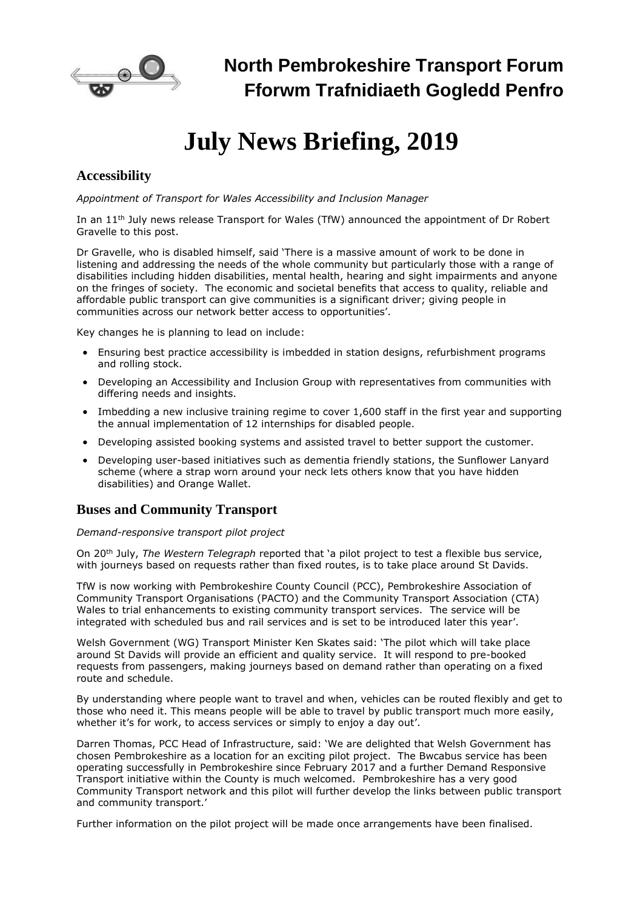# North Pembrokeshire Transport Forum
# Fforwm Trafnidiaeth Gogledd Penfro

# July News Briefing, 2019

## Accessibility

*Appointment of Transport for Wales Accessibility and Inclusion Manager*

In an 11th July news release Transport for Wales (TfW) announced the appointment of Dr Robert Gravelle to this post.

Dr Gravelle, who is disabled himself, said 'There is a massive amount of work to be done in listening and addressing the needs of the whole community but particularly those with a range of disabilities including hidden disabilities, mental health, hearing and sight impairments and anyone on the fringes of society. The economic and societal benefits that access to quality, reliable and affordable public transport can give communities is a significant driver; giving people in communities across our network better access to opportunities'.

Key changes he is planning to lead on include:

- Ensuring best practice accessibility is imbedded in station designs, refurbishment programs and rolling stock.
- Developing an Accessibility and Inclusion Group with representatives from communities with differing needs and insights.
- Imbedding a new inclusive training regime to cover 1,600 staff in the first year and supporting the annual implementation of 12 internships for disabled people.
- Developing assisted booking systems and assisted travel to better support the customer.
- Developing user-based initiatives such as dementia friendly stations, the Sunflower Lanyard scheme (where a strap worn around your neck lets others know that you have hidden disabilities) and Orange Wallet.

## Buses and Community Transport

*Demand-responsive transport pilot project*

On 20th July, *The Western Telegraph* reported that 'a pilot project to test a flexible bus service, with journeys based on requests rather than fixed routes, is to take place around St Davids.

TfW is now working with Pembrokeshire County Council (PCC), Pembrokeshire Association of Community Transport Organisations (PACTO) and the Community Transport Association (CTA) Wales to trial enhancements to existing community transport services. The service will be integrated with scheduled bus and rail services and is set to be introduced later this year'.

Welsh Government (WG) Transport Minister Ken Skates said: 'The pilot which will take place around St Davids will provide an efficient and quality service. It will respond to pre-booked requests from passengers, making journeys based on demand rather than operating on a fixed route and schedule.

By understanding where people want to travel and when, vehicles can be routed flexibly and get to those who need it. This means people will be able to travel by public transport much more easily, whether it's for work, to access services or simply to enjoy a day out'.

Darren Thomas, PCC Head of Infrastructure, said: 'We are delighted that Welsh Government has chosen Pembrokeshire as a location for an exciting pilot project. The Bwcabus service has been operating successfully in Pembrokeshire since February 2017 and a further Demand Responsive Transport initiative within the County is much welcomed. Pembrokeshire has a very good Community Transport network and this pilot will further develop the links between public transport and community transport.'

Further information on the pilot project will be made once arrangements have been finalised.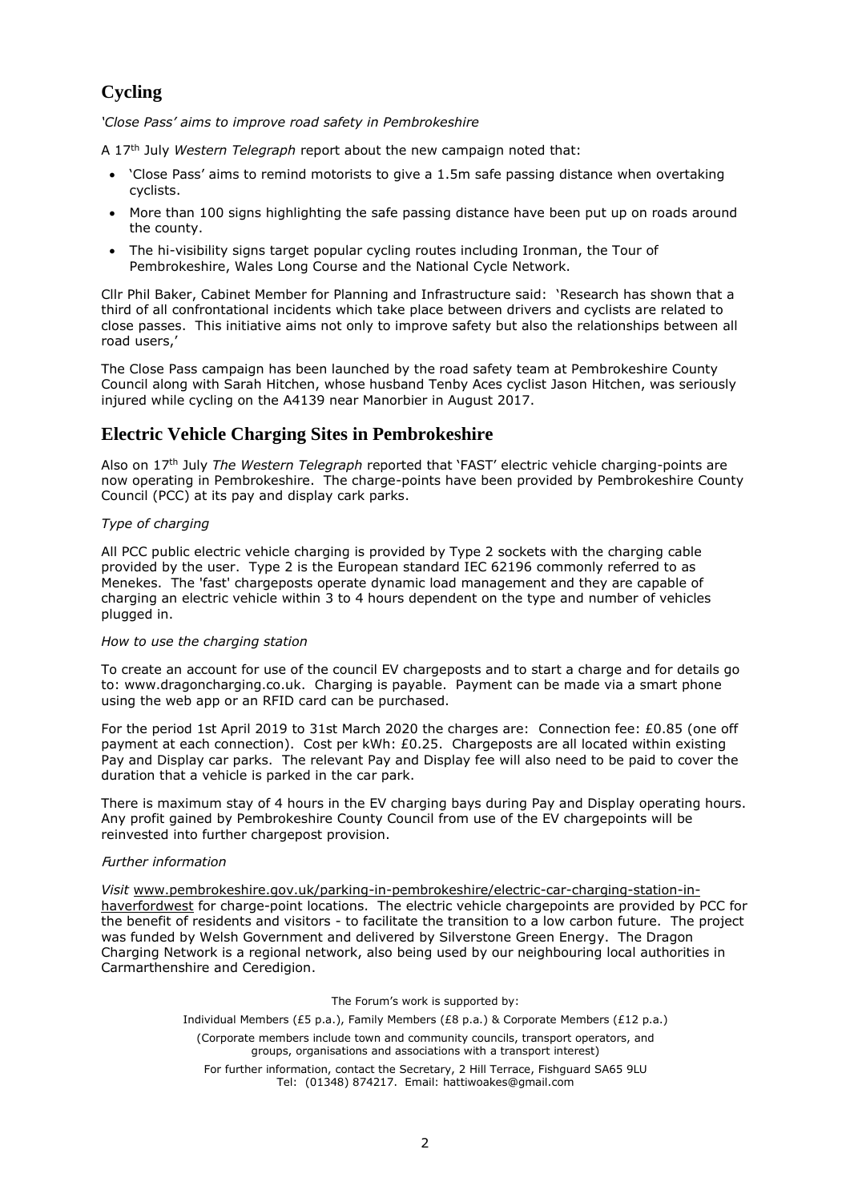## Cycling

*'Close Pass' aims to improve road safety in Pembrokeshire*

A 17th July *Western Telegraph* report about the new campaign noted that:

- 'Close Pass' aims to remind motorists to give a 1.5m safe passing distance when overtaking cyclists.
- More than 100 signs highlighting the safe passing distance have been put up on roads around the county.
- The hi-visibility signs target popular cycling routes including Ironman, the Tour of Pembrokeshire, Wales Long Course and the National Cycle Network.

Cllr Phil Baker, Cabinet Member for Planning and Infrastructure said: 'Research has shown that a third of all confrontational incidents which take place between drivers and cyclists are related to close passes. This initiative aims not only to improve safety but also the relationships between all road users,'

The Close Pass campaign has been launched by the road safety team at Pembrokeshire County Council along with Sarah Hitchen, whose husband Tenby Aces cyclist Jason Hitchen, was seriously injured while cycling on the A4139 near Manorbier in August 2017.

## Electric Vehicle Charging Sites in Pembrokeshire

Also on 17th July *The Western Telegraph* reported that 'FAST' electric vehicle charging-points are now operating in Pembrokeshire. The charge-points have been provided by Pembrokeshire County Council (PCC) at its pay and display cark parks.

*Type of charging*

All PCC public electric vehicle charging is provided by Type 2 sockets with the charging cable provided by the user. Type 2 is the European standard IEC 62196 commonly referred to as Menekes. The 'fast' chargeposts operate dynamic load management and they are capable of charging an electric vehicle within 3 to 4 hours dependent on the type and number of vehicles plugged in.

*How to use the charging station*

To create an account for use of the council EV chargeposts and to start a charge and for details go to: www.dragoncharging.co.uk. Charging is payable. Payment can be made via a smart phone using the web app or an RFID card can be purchased.

For the period 1st April 2019 to 31st March 2020 the charges are: Connection fee: £0.85 (one off payment at each connection). Cost per kWh: £0.25. Chargeposts are all located within existing Pay and Display car parks. The relevant Pay and Display fee will also need to be paid to cover the duration that a vehicle is parked in the car park.

There is maximum stay of 4 hours in the EV charging bays during Pay and Display operating hours. Any profit gained by Pembrokeshire County Council from use of the EV chargepoints will be reinvested into further chargepost provision.

*Further information*

*Visit* www.pembrokeshire.gov.uk/parking-in-pembrokeshire/electric-car-charging-station-in-haverfordwest for charge-point locations. The electric vehicle chargepoints are provided by PCC for the benefit of residents and visitors - to facilitate the transition to a low carbon future. The project was funded by Welsh Government and delivered by Silverstone Green Energy. The Dragon Charging Network is a regional network, also being used by our neighbouring local authorities in Carmarthenshire and Ceredigion.

The Forum's work is supported by:

Individual Members (£5 p.a.), Family Members (£8 p.a.) & Corporate Members (£12 p.a.)

(Corporate members include town and community councils, transport operators, and groups, organisations and associations with a transport interest)

For further information, contact the Secretary, 2 Hill Terrace, Fishguard SA65 9LU
Tel: (01348) 874217. Email: hattiwoakes@gmail.com